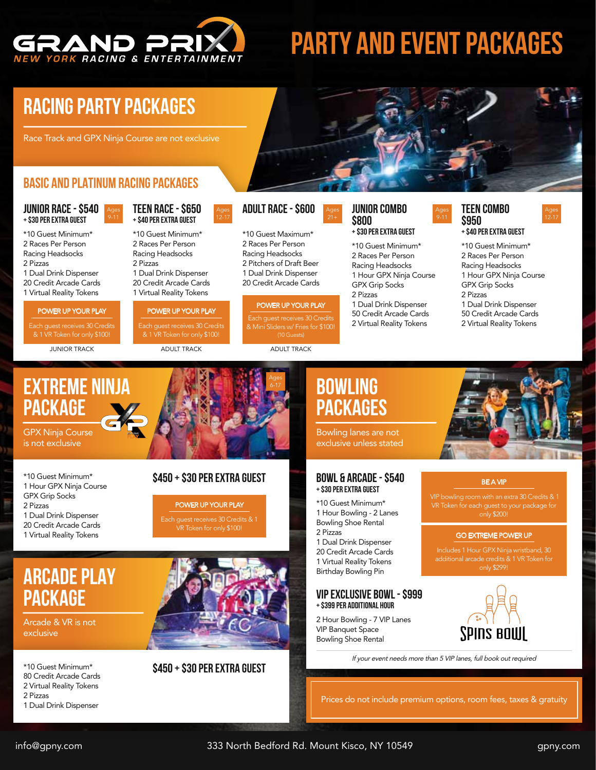# GRAND PRIX NEW YORK RACING & ENTERTAINMENT

# PARTY AND EVENT PACKAGES

## RACING PARTY PACKAGES

Race Track and GPX Ninja Course are not exclusive

### BASIC AND PLATINUM RACING PACKAGES

#### JUNIOR RACE - $540 (Ages 9-11)

+ $30 PER EXTRA GUEST

*10 Guest Minimum*
2 Races Per Person
Racing Headsocks
2 Pizzas
1 Dual Drink Dispenser
20 Credit Arcade Cards
1 Virtual Reality Tokens

**POWER UP YOUR PLAY**
Each guest receives 30 Credits & 1 VR Token for only $100!

JUNIOR TRACK

#### TEEN RACE - $650 (Ages 12-17)

+ $40 PER EXTRA GUEST

*10 Guest Minimum*
2 Races Per Person
Racing Headsocks
2 Pizzas
1 Dual Drink Dispenser
20 Credit Arcade Cards
1 Virtual Reality Tokens

**POWER UP YOUR PLAY**
Each guest receives 30 Credits & 1 VR Token for only $100!

ADULT TRACK

#### ADULT RACE - $600 (Ages 21+)

*10 Guest Maximum*
2 Races Per Person
Racing Headsocks
2 Pitchers of Draft Beer
1 Dual Drink Dispenser
20 Credit Arcade Cards

**POWER UP YOUR PLAY**
Each guest receives 30 Credits & Mini Sliders w/ Fries for $100! (10 Guests)

ADULT TRACK

#### JUNIOR COMBO $800 (Ages 9-11)

+ $30 PER EXTRA GUEST

*10 Guest Minimum*
2 Races Per Person
Racing Headsocks
1 Hour GPX Ninja Course
GPX Grip Socks
2 Pizzas
1 Dual Drink Dispenser
50 Credit Arcade Cards
2 Virtual Reality Tokens

#### TEEN COMBO $950 (Ages 12-17)

+ $40 PER EXTRA GUEST

*10 Guest Minimum*
2 Races Per Person
Racing Headsocks
1 Hour GPX Ninja Course
GPX Grip Socks
2 Pizzas
1 Dual Drink Dispenser
50 Credit Arcade Cards
2 Virtual Reality Tokens

## EXTREME NINJA PACKAGE (Ages 6-17)

GPX Ninja Course is not exclusive

*10 Guest Minimum*
1 Hour GPX Ninja Course
GPX Grip Socks
2 Pizzas
1 Dual Drink Dispenser
20 Credit Arcade Cards
1 Virtual Reality Tokens

### $450 + $30 PER EXTRA GUEST

**POWER UP YOUR PLAY**
Each guest receives 30 Credits & 1 VR Token for only $100!

## ARCADE PLAY PACKAGE

Arcade & VR is not exclusive

*10 Guest Minimum*
80 Credit Arcade Cards
2 Virtual Reality Tokens
2 Pizzas
1 Dual Drink Dispenser

### $450 + $30 PER EXTRA GUEST

## BOWLING PACKAGES

Bowling lanes are not exclusive unless stated

#### BOWL & ARCADE - $540

+ $30 PER EXTRA GUEST

*10 Guest Minimum*
1 Hour Bowling - 2 Lanes
Bowling Shoe Rental
2 Pizzas
1 Dual Drink Dispenser
20 Credit Arcade Cards
1 Virtual Reality Tokens
Birthday Bowling Pin

**BE A VIP**
VIP bowling room with an extra 30 Credits & 1 VR Token for each guest to your package for only $200!

**GO EXTREME POWER UP**
Includes 1 Hour GPX Ninja wristband, 30 additional arcade credits & 1 VR Token for only $299!

#### VIP EXCLUSIVE BOWL - $999

+ $399 PER ADDITIONAL HOUR

2 Hour Bowling - 7 VIP Lanes
VIP Banquet Space
Bowling Shoe Rental

SPINS BOWL

*If your event needs more than 5 VIP lanes, full book out required*

Prices do not include premium options, room fees, taxes & gratuity

info@gpny.com | 333 North Bedford Rd. Mount Kisco, NY 10549 | gpny.com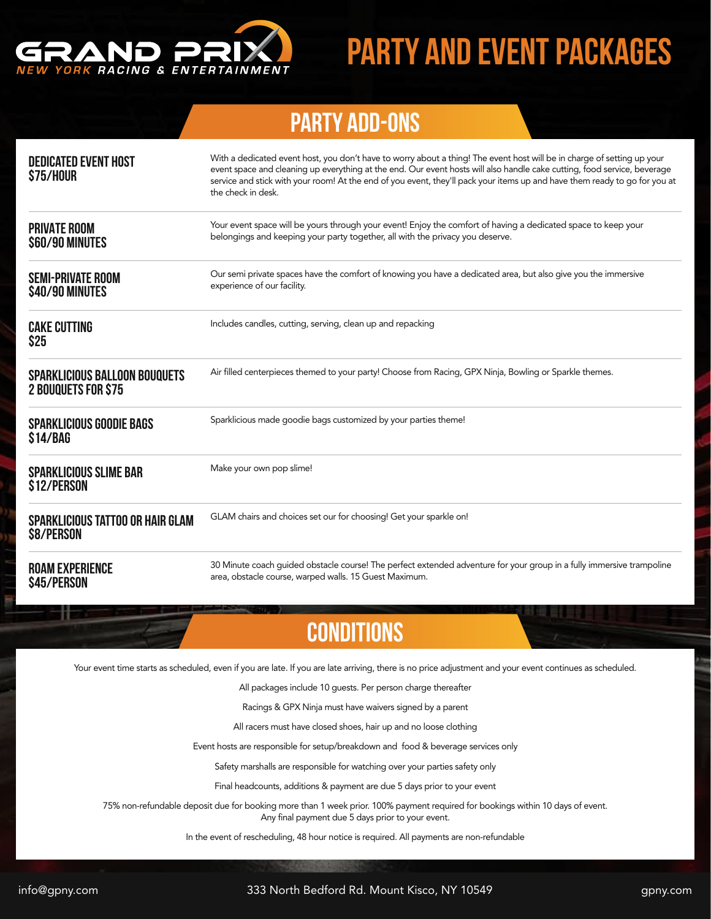# GRAND PRIX NEW YORK RACING & ENTERTAINMENT

# PARTY AND EVENT PACKAGES

## PARTY ADD-ONS

| | |
|---|---|
| **DEDICATED EVENT HOST**<br>**$75/HOUR** | With a dedicated event host, you don't have to worry about a thing! The event host will be in charge of setting up your event space and cleaning up everything at the end. Our event hosts will also handle cake cutting, food service, beverage service and stick with your room! At the end of you event, they'll pack your items up and have them ready to go for you at the check in desk. |
| **PRIVATE ROOM**<br>**$60/90 MINUTES** | Your event space will be yours through your event! Enjoy the comfort of having a dedicated space to keep your belongings and keeping your party together, all with the privacy you deserve. |
| **SEMI-PRIVATE ROOM**<br>**$40/90 MINUTES** | Our semi private spaces have the comfort of knowing you have a dedicated area, but also give you the immersive experience of our facility. |
| **CAKE CUTTING**<br>**$25** | Includes candles, cutting, serving, clean up and repacking |
| **SPARKLICIOUS BALLOON BOUQUETS**<br>**2 BOUQUETS FOR $75** | Air filled centerpieces themed to your party! Choose from Racing, GPX Ninja, Bowling or Sparkle themes. |
| **SPARKLICIOUS GOODIE BAGS**<br>**$14/BAG** | Sparklicious made goodie bags customized by your parties theme! |
| **SPARKLICIOUS SLIME BAR**<br>**$12/PERSON** | Make your own pop slime! |
| **SPARKLICIOUS TATTOO OR HAIR GLAM**<br>**$8/PERSON** | GLAM chairs and choices set our for choosing! Get your sparkle on! |
| **ROAM EXPERIENCE**<br>**$45/PERSON** | 30 Minute coach guided obstacle course! The perfect extended adventure for your group in a fully immersive trampoline area, obstacle course, warped walls. 15 Guest Maximum. |

## CONDITIONS

Your event time starts as scheduled, even if you are late. If you are late arriving, there is no price adjustment and your event continues as scheduled.

All packages include 10 guests. Per person charge thereafter

Racings & GPX Ninja must have waivers signed by a parent

All racers must have closed shoes, hair up and no loose clothing

Event hosts are responsible for setup/breakdown and food & beverage services only

Safety marshalls are responsible for watching over your parties safety only

Final headcounts, additions & payment are due 5 days prior to your event

75% non-refundable deposit due for booking more than 1 week prior. 100% payment required for bookings within 10 days of event. Any final payment due 5 days prior to your event.

In the event of rescheduling, 48 hour notice is required. All payments are non-refundable

info@gpny.com 333 North Bedford Rd. Mount Kisco, NY 10549 gpny.com